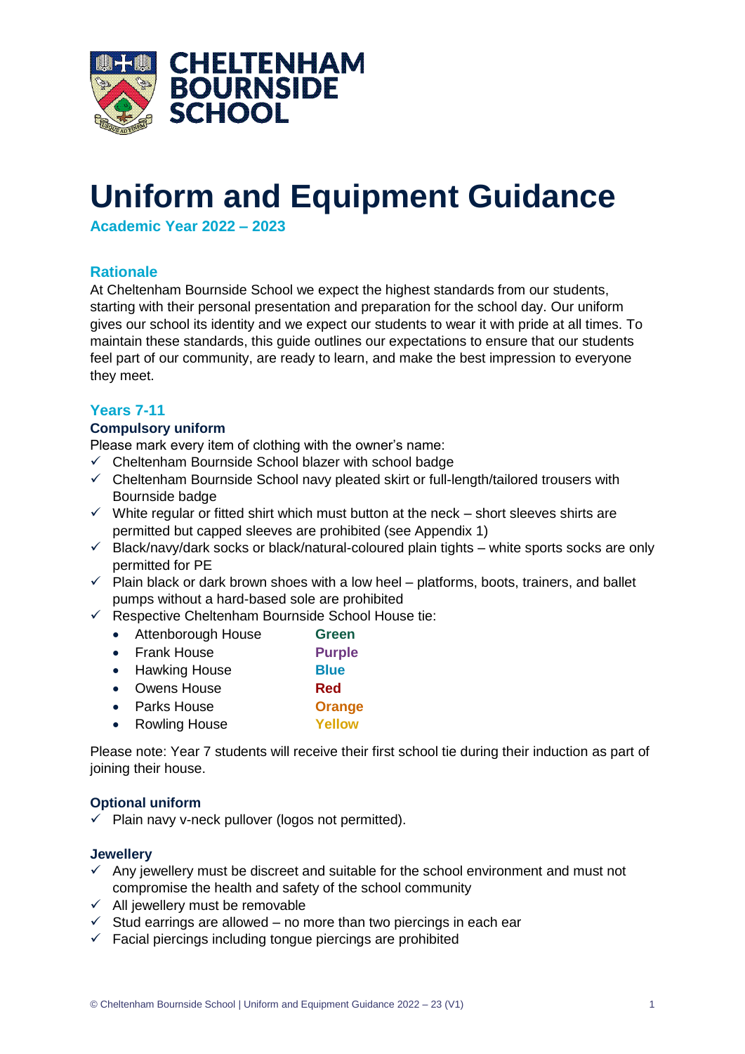CHELTENHAM BOURNSIDE SCHOOL

# Uniform and Equipment Guidance

**Academic Year 2022 – 2023**

## Rationale

At Cheltenham Bournside School we expect the highest standards from our students, starting with their personal presentation and preparation for the school day. Our uniform gives our school its identity and we expect our students to wear it with pride at all times. To maintain these standards, this guide outlines our expectations to ensure that our students feel part of our community, are ready to learn, and make the best impression to everyone they meet.

## Years 7-11

### Compulsory uniform

Please mark every item of clothing with the owner's name:

- ✓ Cheltenham Bournside School blazer with school badge
- ✓ Cheltenham Bournside School navy pleated skirt or full-length/tailored trousers with Bournside badge
- ✓ White regular or fitted shirt which must button at the neck – short sleeves shirts are permitted but capped sleeves are prohibited (see Appendix 1)
- ✓ Black/navy/dark socks or black/natural-coloured plain tights – white sports socks are only permitted for PE
- ✓ Plain black or dark brown shoes with a low heel – platforms, boots, trainers, and ballet pumps without a hard-based sole are prohibited
- ✓ Respective Cheltenham Bournside School House tie:
  - Attenborough House — **Green**
  - Frank House — **Purple**
  - Hawking House — **Blue**
  - Owens House — **Red**
  - Parks House — **Orange**
  - Rowling House — **Yellow**

Please note: Year 7 students will receive their first school tie during their induction as part of joining their house.

### Optional uniform

- ✓ Plain navy v-neck pullover (logos not permitted).

### Jewellery

- ✓ Any jewellery must be discreet and suitable for the school environment and must not compromise the health and safety of the school community
- ✓ All jewellery must be removable
- ✓ Stud earrings are allowed – no more than two piercings in each ear
- ✓ Facial piercings including tongue piercings are prohibited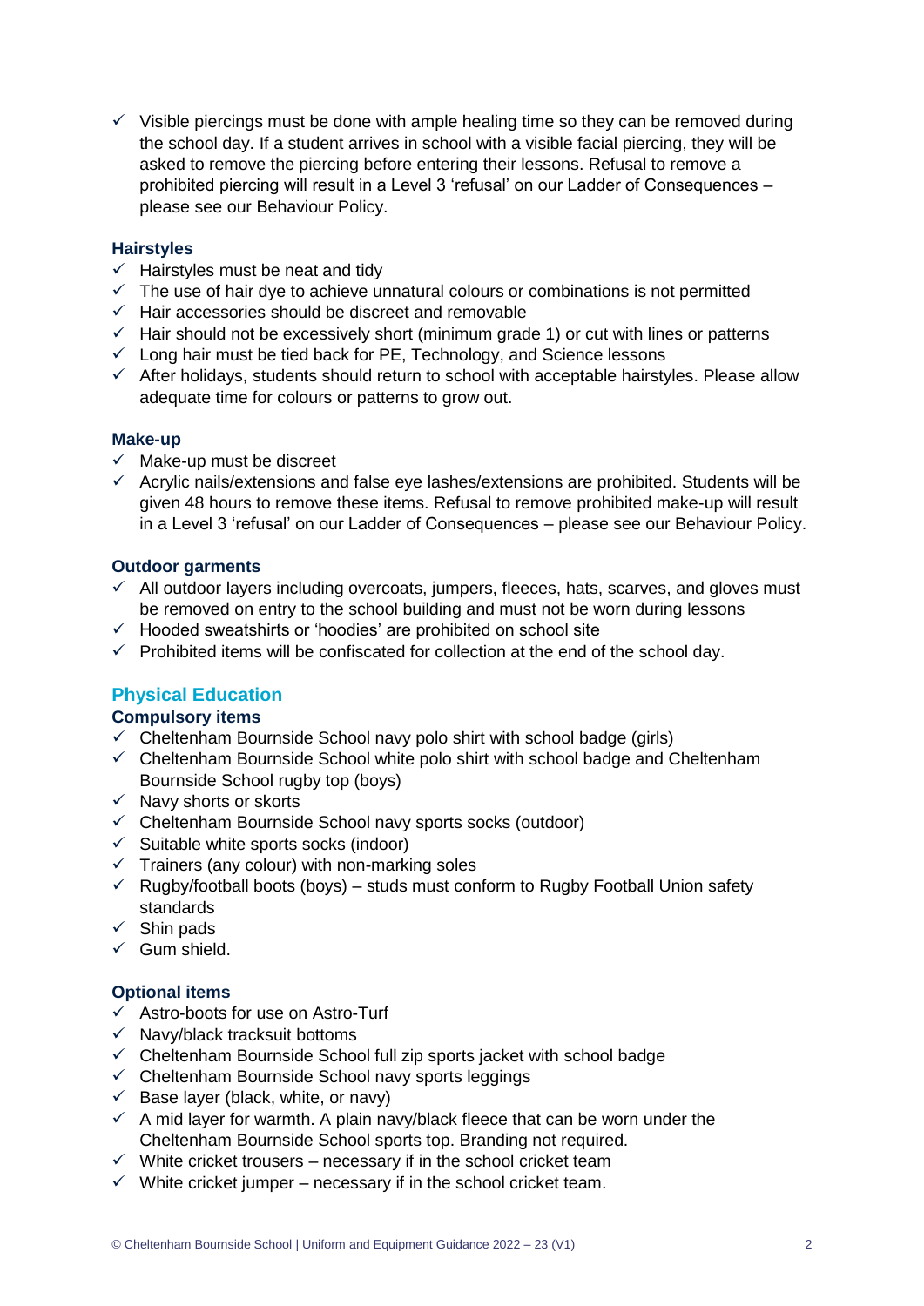- ✓ Visible piercings must be done with ample healing time so they can be removed during the school day. If a student arrives in school with a visible facial piercing, they will be asked to remove the piercing before entering their lessons. Refusal to remove a prohibited piercing will result in a Level 3 'refusal' on our Ladder of Consequences – please see our Behaviour Policy.

### Hairstyles

- ✓ Hairstyles must be neat and tidy
- ✓ The use of hair dye to achieve unnatural colours or combinations is not permitted
- ✓ Hair accessories should be discreet and removable
- ✓ Hair should not be excessively short (minimum grade 1) or cut with lines or patterns
- ✓ Long hair must be tied back for PE, Technology, and Science lessons
- ✓ After holidays, students should return to school with acceptable hairstyles. Please allow adequate time for colours or patterns to grow out.

### Make-up

- ✓ Make-up must be discreet
- ✓ Acrylic nails/extensions and false eye lashes/extensions are prohibited. Students will be given 48 hours to remove these items. Refusal to remove prohibited make-up will result in a Level 3 'refusal' on our Ladder of Consequences – please see our Behaviour Policy.

### Outdoor garments

- ✓ All outdoor layers including overcoats, jumpers, fleeces, hats, scarves, and gloves must be removed on entry to the school building and must not be worn during lessons
- ✓ Hooded sweatshirts or 'hoodies' are prohibited on school site
- ✓ Prohibited items will be confiscated for collection at the end of the school day.

## Physical Education

### Compulsory items

- ✓ Cheltenham Bournside School navy polo shirt with school badge (girls)
- ✓ Cheltenham Bournside School white polo shirt with school badge and Cheltenham Bournside School rugby top (boys)
- ✓ Navy shorts or skorts
- ✓ Cheltenham Bournside School navy sports socks (outdoor)
- ✓ Suitable white sports socks (indoor)
- ✓ Trainers (any colour) with non-marking soles
- ✓ Rugby/football boots (boys) – studs must conform to Rugby Football Union safety standards
- ✓ Shin pads
- ✓ Gum shield.

### Optional items

- ✓ Astro-boots for use on Astro-Turf
- ✓ Navy/black tracksuit bottoms
- ✓ Cheltenham Bournside School full zip sports jacket with school badge
- ✓ Cheltenham Bournside School navy sports leggings
- ✓ Base layer (black, white, or navy)
- ✓ A mid layer for warmth. A plain navy/black fleece that can be worn under the Cheltenham Bournside School sports top. Branding not required.
- ✓ White cricket trousers – necessary if in the school cricket team
- ✓ White cricket jumper – necessary if in the school cricket team.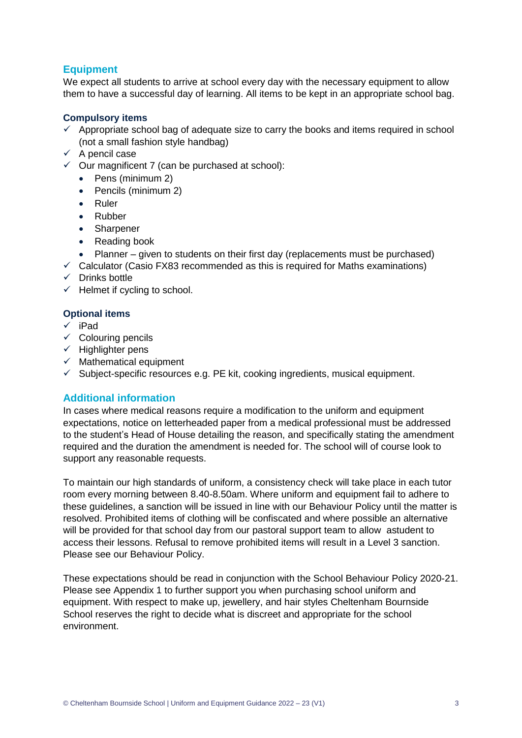## Equipment

We expect all students to arrive at school every day with the necessary equipment to allow them to have a successful day of learning. All items to be kept in an appropriate school bag.

### Compulsory items

- ✓ Appropriate school bag of adequate size to carry the books and items required in school (not a small fashion style handbag)
- ✓ A pencil case
- ✓ Our magnificent 7 (can be purchased at school):
  - Pens (minimum 2)
  - Pencils (minimum 2)
  - Ruler
  - Rubber
  - Sharpener
  - Reading book
  - Planner – given to students on their first day (replacements must be purchased)
- ✓ Calculator (Casio FX83 recommended as this is required for Maths examinations)
- ✓ Drinks bottle
- ✓ Helmet if cycling to school.

### Optional items

- ✓ iPad
- ✓ Colouring pencils
- ✓ Highlighter pens
- ✓ Mathematical equipment
- ✓ Subject-specific resources e.g. PE kit, cooking ingredients, musical equipment.

## Additional information

In cases where medical reasons require a modification to the uniform and equipment expectations, notice on letterheaded paper from a medical professional must be addressed to the student's Head of House detailing the reason, and specifically stating the amendment required and the duration the amendment is needed for. The school will of course look to support any reasonable requests.

To maintain our high standards of uniform, a consistency check will take place in each tutor room every morning between 8.40-8.50am. Where uniform and equipment fail to adhere to these guidelines, a sanction will be issued in line with our Behaviour Policy until the matter is resolved. Prohibited items of clothing will be confiscated and where possible an alternative will be provided for that school day from our pastoral support team to allow astudent to access their lessons. Refusal to remove prohibited items will result in a Level 3 sanction. Please see our Behaviour Policy.

These expectations should be read in conjunction with the School Behaviour Policy 2020-21. Please see Appendix 1 to further support you when purchasing school uniform and equipment. With respect to make up, jewellery, and hair styles Cheltenham Bournside School reserves the right to decide what is discreet and appropriate for the school environment.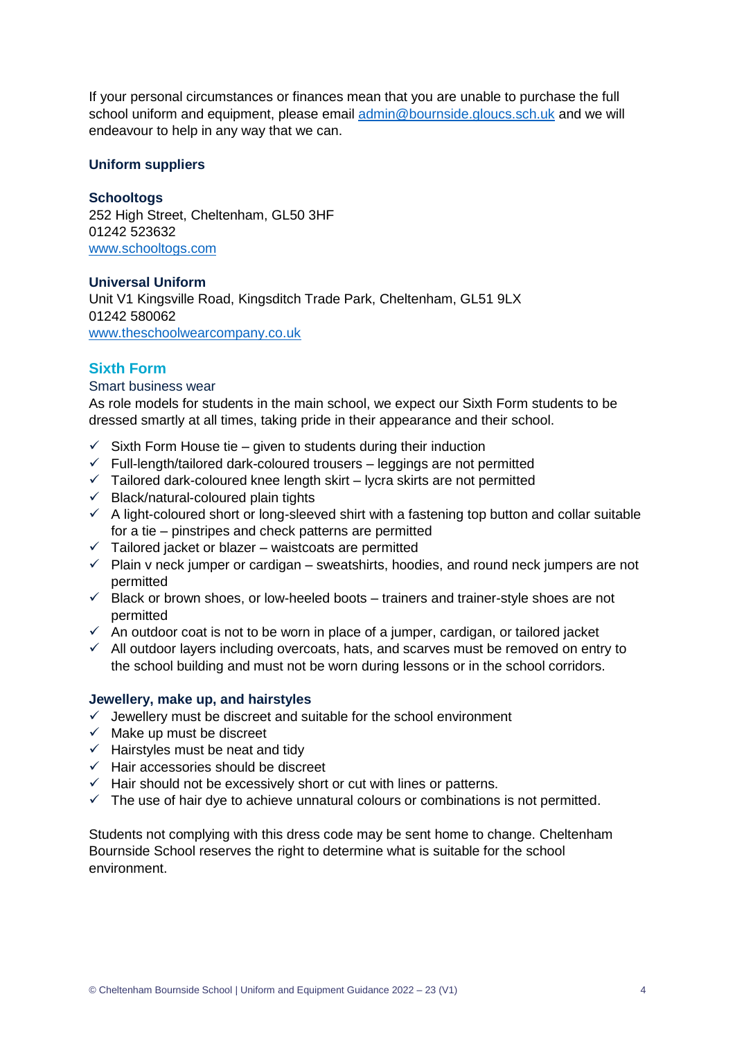If your personal circumstances or finances mean that you are unable to purchase the full school uniform and equipment, please email admin@bournside.gloucs.sch.uk and we will endeavour to help in any way that we can.

### Uniform suppliers

**Schooltogs**
252 High Street, Cheltenham, GL50 3HF
01242 523632
www.schooltogs.com

**Universal Uniform**
Unit V1 Kingsville Road, Kingsditch Trade Park, Cheltenham, GL51 9LX
01242 580062
www.theschoolwearcompany.co.uk

## Sixth Form

Smart business wear

As role models for students in the main school, we expect our Sixth Form students to be dressed smartly at all times, taking pride in their appearance and their school.

- ✓ Sixth Form House tie – given to students during their induction
- ✓ Full-length/tailored dark-coloured trousers – leggings are not permitted
- ✓ Tailored dark-coloured knee length skirt – lycra skirts are not permitted
- ✓ Black/natural-coloured plain tights
- ✓ A light-coloured short or long-sleeved shirt with a fastening top button and collar suitable for a tie – pinstripes and check patterns are permitted
- ✓ Tailored jacket or blazer – waistcoats are permitted
- ✓ Plain v neck jumper or cardigan – sweatshirts, hoodies, and round neck jumpers are not permitted
- ✓ Black or brown shoes, or low-heeled boots – trainers and trainer-style shoes are not permitted
- ✓ An outdoor coat is not to be worn in place of a jumper, cardigan, or tailored jacket
- ✓ All outdoor layers including overcoats, hats, and scarves must be removed on entry to the school building and must not be worn during lessons or in the school corridors.

### Jewellery, make up, and hairstyles

- ✓ Jewellery must be discreet and suitable for the school environment
- ✓ Make up must be discreet
- ✓ Hairstyles must be neat and tidy
- ✓ Hair accessories should be discreet
- ✓ Hair should not be excessively short or cut with lines or patterns.
- ✓ The use of hair dye to achieve unnatural colours or combinations is not permitted.

Students not complying with this dress code may be sent home to change. Cheltenham Bournside School reserves the right to determine what is suitable for the school environment.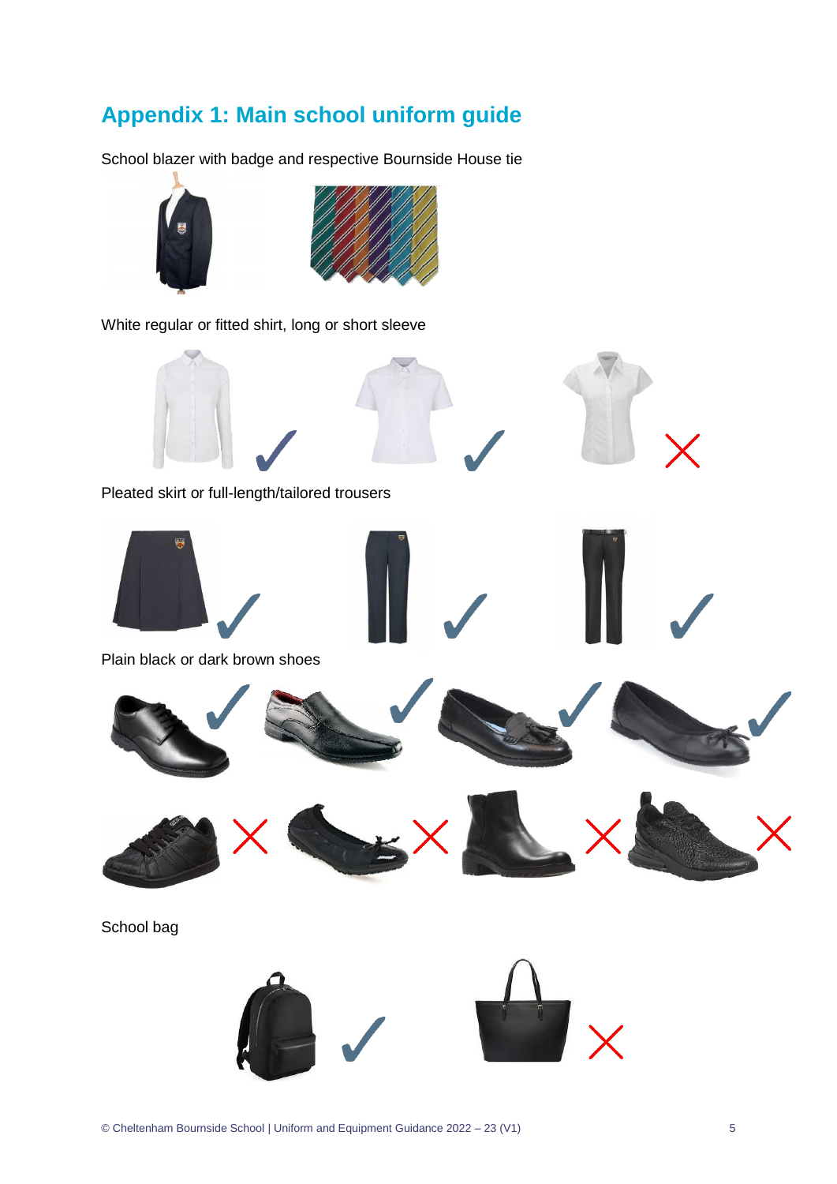## Appendix 1: Main school uniform guide

School blazer with badge and respective Bournside House tie

White regular or fitted shirt, long or short sleeve

Pleated skirt or full-length/tailored trousers

Plain black or dark brown shoes

School bag